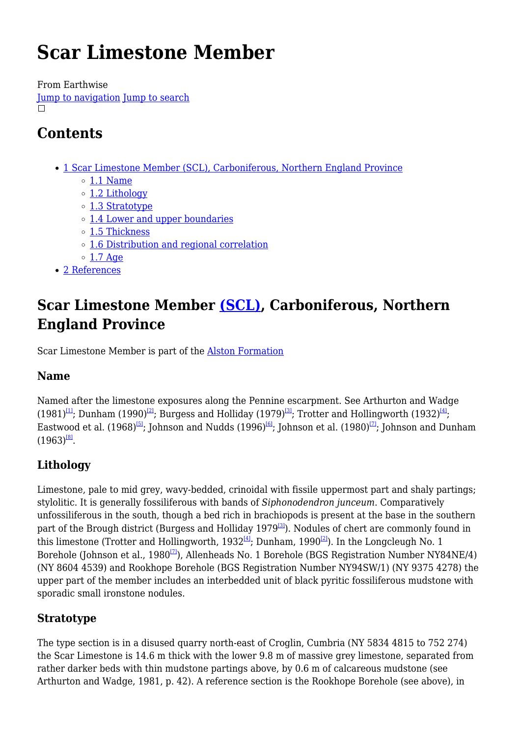# Scar Limestone Member

From Earthwise
Jump to navigation Jump to search

## Contents

- 1 Scar Limestone Member (SCL), Carboniferous, Northern England Province
  - 1.1 Name
  - 1.2 Lithology
  - 1.3 Stratotype
  - 1.4 Lower and upper boundaries
  - 1.5 Thickness
  - 1.6 Distribution and regional correlation
  - 1.7 Age
- 2 References

## Scar Limestone Member (SCL), Carboniferous, Northern England Province

Scar Limestone Member is part of the Alston Formation

### Name

Named after the limestone exposures along the Pennine escarpment. See Arthurton and Wadge (1981)[1]; Dunham (1990)[2]; Burgess and Holliday (1979)[3]; Trotter and Hollingworth (1932)[4]; Eastwood et al. (1968)[5]; Johnson and Nudds (1996)[6]; Johnson et al. (1980)[7]; Johnson and Dunham (1963)[8].

### Lithology

Limestone, pale to mid grey, wavy-bedded, crinoidal with fissile uppermost part and shaly partings; stylolitic. It is generally fossiliferous with bands of *Siphonodendron junceum*. Comparatively unfossiliferous in the south, though a bed rich in brachiopods is present at the base in the southern part of the Brough district (Burgess and Holliday 1979[3]). Nodules of chert are commonly found in this limestone (Trotter and Hollingworth, 1932[4]; Dunham, 1990[2]). In the Longcleugh No. 1 Borehole (Johnson et al., 1980[7]), Allenheads No. 1 Borehole (BGS Registration Number NY84NE/4) (NY 8604 4539) and Rookhope Borehole (BGS Registration Number NY94SW/1) (NY 9375 4278) the upper part of the member includes an interbedded unit of black pyritic fossiliferous mudstone with sporadic small ironstone nodules.

### Stratotype

The type section is in a disused quarry north-east of Croglin, Cumbria (NY 5834 4815 to 752 274) the Scar Limestone is 14.6 m thick with the lower 9.8 m of massive grey limestone, separated from rather darker beds with thin mudstone partings above, by 0.6 m of calcareous mudstone (see Arthurton and Wadge, 1981, p. 42). A reference section is the Rookhope Borehole (see above), in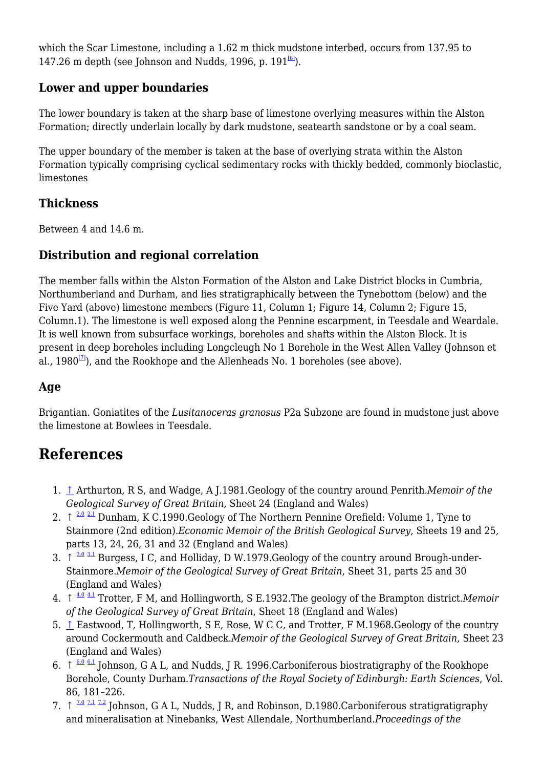which the Scar Limestone, including a 1.62 m thick mudstone interbed, occurs from 137.95 to 147.26 m depth (see Johnson and Nudds, 1996, p. 191[6]).

## Lower and upper boundaries

The lower boundary is taken at the sharp base of limestone overlying measures within the Alston Formation; directly underlain locally by dark mudstone, seatearth sandstone or by a coal seam.

The upper boundary of the member is taken at the base of overlying strata within the Alston Formation typically comprising cyclical sedimentary rocks with thickly bedded, commonly bioclastic, limestones

## Thickness

Between 4 and 14.6 m.

## Distribution and regional correlation

The member falls within the Alston Formation of the Alston and Lake District blocks in Cumbria, Northumberland and Durham, and lies stratigraphically between the Tynebottom (below) and the Five Yard (above) limestone members (Figure 11, Column 1; Figure 14, Column 2; Figure 15, Column.1). The limestone is well exposed along the Pennine escarpment, in Teesdale and Weardale. It is well known from subsurface workings, boreholes and shafts within the Alston Block. It is present in deep boreholes including Longcleugh No 1 Borehole in the West Allen Valley (Johnson et al., 1980[7]), and the Rookhope and the Allenheads No. 1 boreholes (see above).

## Age

Brigantian. Goniatites of the *Lusitanoceras granosus* P2a Subzone are found in mudstone just above the limestone at Bowlees in Teesdale.

# References

1. ↑ Arthurton, R S, and Wadge, A J.1981.Geology of the country around Penrith.*Memoir of the Geological Survey of Great Britain*, Sheet 24 (England and Wales)
2. ↑ 2.0 2.1 Dunham, K C.1990.Geology of The Northern Pennine Orefield: Volume 1, Tyne to Stainmore (2nd edition).*Economic Memoir of the British Geological Survey*, Sheets 19 and 25, parts 13, 24, 26, 31 and 32 (England and Wales)
3. ↑ 3.0 3.1 Burgess, I C, and Holliday, D W.1979.Geology of the country around Brough-under-Stainmore.*Memoir of the Geological Survey of Great Britain*, Sheet 31, parts 25 and 30 (England and Wales)
4. ↑ 4.0 4.1 Trotter, F M, and Hollingworth, S E.1932.The geology of the Brampton district.*Memoir of the Geological Survey of Great Britain*, Sheet 18 (England and Wales)
5. ↑ Eastwood, T, Hollingworth, S E, Rose, W C C, and Trotter, F M.1968.Geology of the country around Cockermouth and Caldbeck.*Memoir of the Geological Survey of Great Britain*, Sheet 23 (England and Wales)
6. ↑ 6.0 6.1 Johnson, G A L, and Nudds, J R. 1996.Carboniferous biostratigraphy of the Rookhope Borehole, County Durham.*Transactions of the Royal Society of Edinburgh: Earth Sciences*, Vol. 86, 181–226.
7. ↑ 7.0 7.1 7.2 Johnson, G A L, Nudds, J R, and Robinson, D.1980.Carboniferous stratigratigraphy and mineralisation at Ninebanks, West Allendale, Northumberland.*Proceedings of the*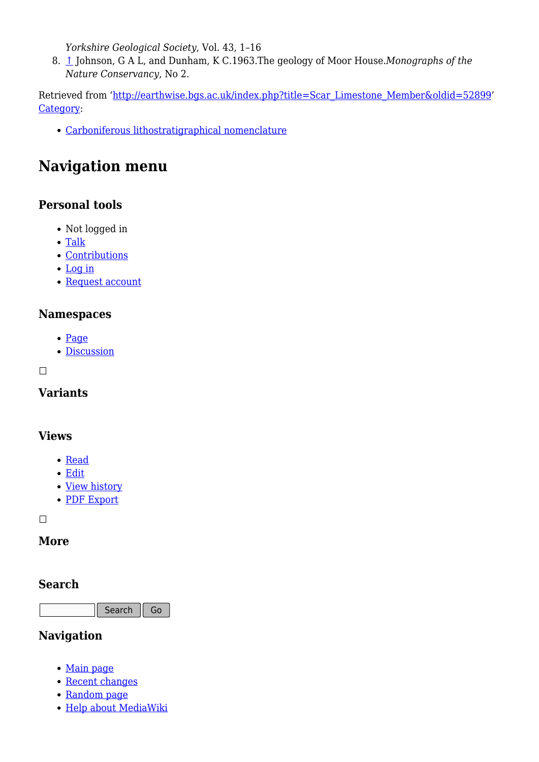*Yorkshire Geological Society*, Vol. 43, 1–16

8. ↑ Johnson, G A L, and Dunham, K C.1963.The geology of Moor House.*Monographs of the Nature Conservancy*, No 2.

Retrieved from 'http://earthwise.bgs.ac.uk/index.php?title=Scar_Limestone_Member&oldid=52899'
Category:

- Carboniferous lithostratigraphical nomenclature

## Navigation menu

### Personal tools

- Not logged in
- Talk
- Contributions
- Log in
- Request account

### Namespaces

- Page
- Discussion

### Variants

### Views

- Read
- Edit
- View history
- PDF Export

### More

### Search

Search Go

### Navigation

- Main page
- Recent changes
- Random page
- Help about MediaWiki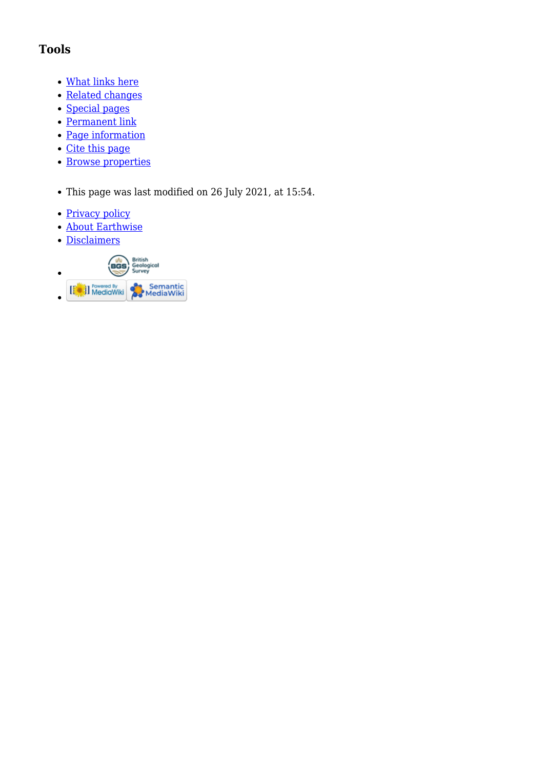### Tools

- What links here
- Related changes
- Special pages
- Permanent link
- Page information
- Cite this page
- Browse properties

- This page was last modified on 26 July 2021, at 15:54.

- Privacy policy
- About Earthwise
- Disclaimers